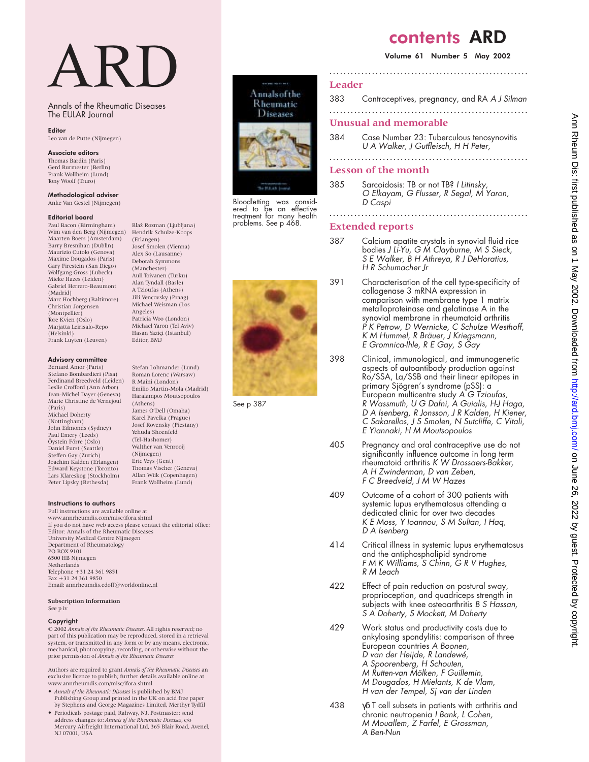# ARD

Annals of the Rheumatic Diseases
The EULAR Journal

**Editor**
Leo van de Putte (Nijmegen)

**Associate editors**
Thomas Bardin (Paris)
Gerd Burmester (Berlin)
Frank Wollheim (Lund)
Tony Woolf (Truro)

**Methodological adviser**
Anke Van Gestel (Nijmegen)

**Editorial board**
Paul Bacon (Birmingham)
Wim van den Berg (Nijmegen)
Maarten Boers (Amsterdam)
Barry Bresnihan (Dublin)
Maurizio Cutolo (Genova)
Maxime Dougados (Paris)
Gary Firestein (San Diego)
Wolfgang Gross (Lubeck)
Mieke Hazes (Leiden)
Gabriel Herrero-Beaumont (Madrid)
Marc Hochberg (Baltimore)
Christian Jorgensen (Montpellier)
Tore Kvien (Oslo)
Marjatta Leirisalo-Repo (Helsinki)
Frank Luyten (Leuven)
Blaž Rozman (Ljubljana)
Hendrik Schulze-Koops (Erlangen)
Josef Smolen (Vienna)
Alex So (Lausanne)
Deborah Symmons (Manchester)
Auli Toivanen (Turku)
Alan Tyndall (Basle)
A Tzioufas (Athens)
Jiři Vencovsky (Praag)
Michael Weisman (Los Angeles)
Patricia Woo (London)
Michael Yaron (Tel Aviv)
Hasan Yaziçi (Istanbul)
Editor, BMJ

**Advisory committee**
Bernard Amor (Paris)
Stefano Bombardieri (Pisa)
Ferdinand Breedveld (Leiden)
Leslie Crofford (Ann Arbor)
Jean-Michel Dayer (Geneva)
Marie Christine de Vernejoul (Paris)
Michael Doherty (Nottingham)
John Edmonds (Sydney)
Paul Emery (Leeds)
Öystein Förre (Oslo)
Daniel Furst (Seattle)
Steffen Gay (Zurich)
Joachim Kalden (Erlangen)
Edward Keystone (Toronto)
Lars Klareskog (Stockholm)
Peter Lipsky (Bethesda)
Stefan Lohmander (Lund)
Roman Lorenc (Warsaw)
R Maini (London)
Emilio Martin-Mola (Madrid)
Haralampos Moutsopoulos (Athens)
James O'Dell (Omaha)
Karel Pavelka (Prague)
Josef Rovensky (Piestany)
Yehuda Shoenfeld (Tel-Hashomer)
Walther van Venrooij (Nijmegen)
Eric Veys (Gent)
Thomas Vischer (Geneva)
Allan Wiik (Copenhagen)
Frank Wollheim (Lund)

**Instructions to authors**
Full instructions are available online at www.annrheumdis.com/misc/ifora.shtml
If you do not have web access please contact the editorial office:
Editor: Annals of the Rheumatic Diseases
University Medical Centre Nijmegen
Department of Rheumatology
PO BOX 9101
6500 HB Nijmegen
Netherlands
Telephone +31 24 361 9851
Fax +31 24 361 9850
Email: annrheumdis.edoff@worldonline.nl

**Subscription information**
See p iv

**Copyright**
© 2002 *Annals of the Rheumatic Diseases*. All rights reserved; no part of this publication may be reproduced, stored in a retrieval system, or transmitted in any form or by any means, electronic, mechanical, photocopying, recording, or otherwise without the prior permission of *Annals of the Rheumatic Diseases*

Authors are required to grant *Annals of the Rheumatic Diseases* an exclusive licence to publish; further details available online at www.annrheumdis.com/misc/ifora.shtml

- *Annals of the Rheumatic Diseases* is published by BMJ Publishing Group and printed in the UK on acid free paper by Stephens and George Magazines Limited, Merthyr Tydfil
- Periodicals postage paid, Rahway, NJ. Postmaster: send address changes to: *Annals of the Rheumatic Diseases*, c/o Mercury Airfreight International Ltd, 365 Blair Road, Avenel, NJ 07001, USA

Bloodletting was considered to be an effective treatment for many health problems. See p 468.

See p 387

# contents ARD

**Volume 61 Number 5 May 2002**

## Leader

383 Contraceptives, pregnancy, and RA *A J Silman*

## Unusual and memorable

384 Case Number 23: Tuberculous tenosynovitis *U A Walker, J Gutfleisch, H H Peter,*

## Lesson of the month

385 Sarcoidosis: TB or not TB? *I Litinsky, O Elkayam, G Flusser, R Segal, M Yaron, D Caspi*

## Extended reports

387 Calcium apatite crystals in synovial fluid rice bodies *J Li-Yu, G M Clayburne, M S Sieck, S E Walker, B H Athreya, R J DeHoratius, H R Schumacher Jr*

391 Characterisation of the cell type-specificity of collagenase 3 mRNA expression in comparison with membrane type 1 matrix metalloproteinase and gelatinase A in the synovial membrane in rheumatoid arthritis *P K Petrow, D Wernicke, C Schulze Westhoff, K M Hummel, R Bräuer, J Kriegsmann, E Gromnica-Ihle, R E Gay, S Gay*

398 Clinical, immunological, and immunogenetic aspects of autoantibody production against Ro/SSA, La/SSB and their linear epitopes in primary Sjögren's syndrome (pSS): a European multicentre study *A G Tzioufas, R Wassmuth, U G Dafni, A Guialis, H-J Haga, D A Isenberg, R Jonsson, J R Kalden, H Kiener, C Sakarellos, J S Smolen, N Sutcliffe, C Vitali, E Yiannaki, H M Moutsopoulos*

405 Pregnancy and oral contraceptive use do not significantly influence outcome in long term rheumatoid arthritis *K W Drossaers-Bakker, A H Zwinderman, D van Zeben, F C Breedveld, J M W Hazes*

409 Outcome of a cohort of 300 patients with systemic lupus erythematosus attending a dedicated clinic for over two decades *K E Moss, Y Ioannou, S M Sultan, I Haq, D A Isenberg*

414 Critical illness in systemic lupus erythematosus and the antiphospholipid syndrome *F M K Williams, S Chinn, G R V Hughes, R M Leach*

422 Effect of pain reduction on postural sway, proprioception, and quadriceps strength in subjects with knee osteoarthritis *B S Hassan, S A Doherty, S Mockett, M Doherty*

429 Work status and productivity costs due to ankylosing spondylitis: comparison of three European countries *A Boonen, D van der Heijde, R Landewé, A Spoorenberg, H Schouten, M Rutten-van Mölken, F Guillemin, M Dougados, H Mielants, K de Vlam, H van der Tempel, Sj van der Linden*

438 γδ T cell subsets in patients with arthritis and chronic neutropenia *I Bank, L Cohen, M Mouallem, Z Farfel, E Grossman, A Ben-Nun*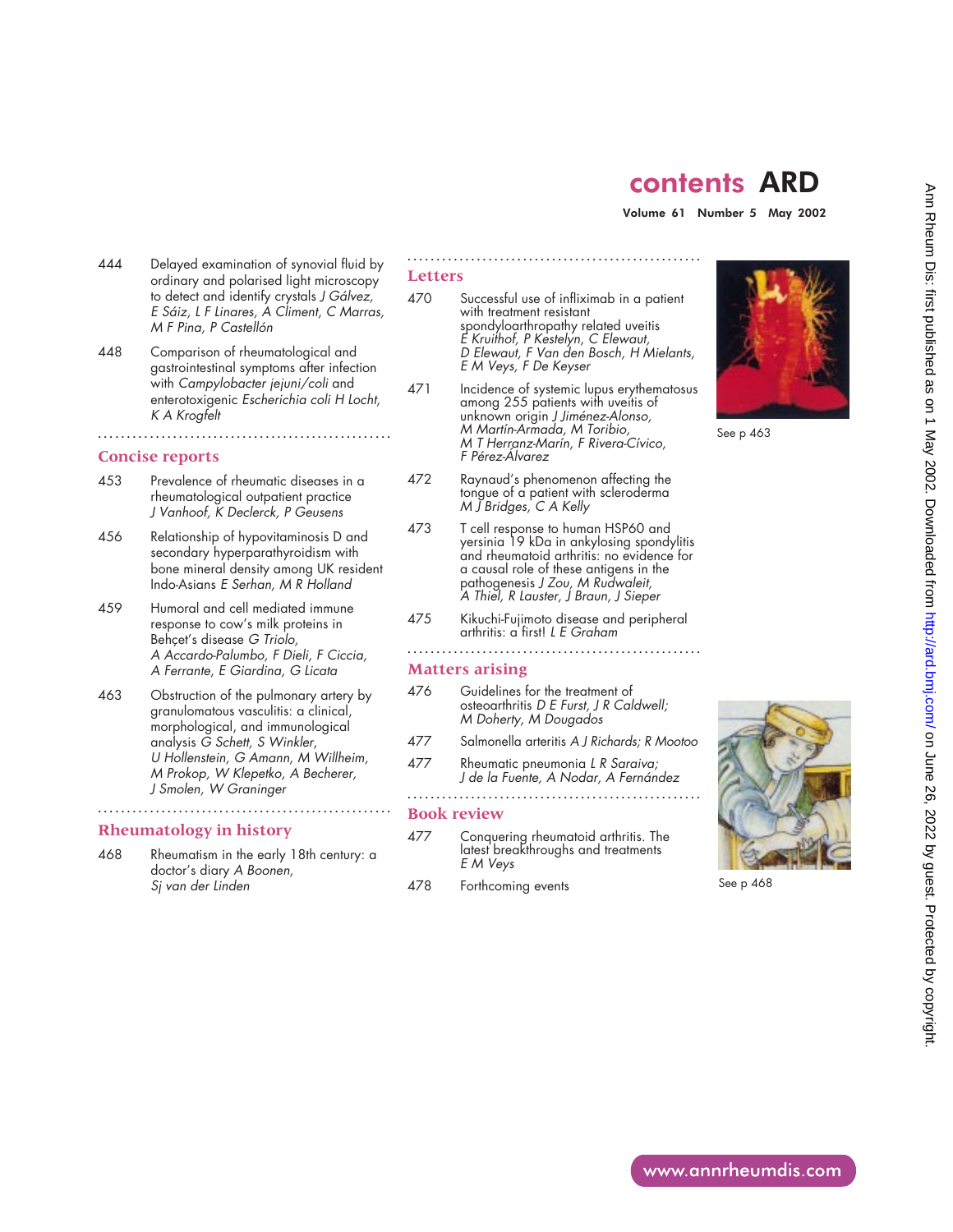# contents ARD

Volume 61 Number 5 May 2002

444 Delayed examination of synovial fluid by ordinary and polarised light microscopy to detect and identify crystals *J Gálvez, E Sáiz, L F Linares, A Climent, C Marras, M F Pina, P Castellón*

448 Comparison of rheumatological and gastrointestinal symptoms after infection with *Campylobacter jejuni/coli* and enterotoxigenic *Escherichia coli H Locht, K A Krogfelt*

## Concise reports

453 Prevalence of rheumatic diseases in a rheumatological outpatient practice *J Vanhoof, K Declerck, P Geusens*

456 Relationship of hypovitaminosis D and secondary hyperparathyroidism with bone mineral density among UK resident Indo-Asians *E Serhan, M R Holland*

459 Humoral and cell mediated immune response to cow's milk proteins in Behçet's disease *G Triolo, A Accardo-Palumbo, F Dieli, F Ciccia, A Ferrante, E Giardina, G Licata*

463 Obstruction of the pulmonary artery by granulomatous vasculitis: a clinical, morphological, and immunological analysis *G Schett, S Winkler, U Hollenstein, G Amann, M Willheim, M Prokop, W Klepetko, A Becherer, J Smolen, W Graninger*

## Rheumatology in history

468 Rheumatism in the early 18th century: a doctor's diary *A Boonen, Sj van der Linden*

## Letters

470 Successful use of infliximab in a patient with treatment resistant spondyloarthropathy related uveitis *E Kruithof, P Kestelyn, C Elewaut, D Elewaut, F Van den Bosch, H Mielants, E M Veys, F De Keyser*

471 Incidence of systemic lupus erythematosus among 255 patients with uveitis of unknown origin *J Jiménez-Alonso, M Martín-Armada, M Toribio, M T Herranz-Marín, F Rivera-Cívico, F Pérez-Álvarez*

472 Raynaud's phenomenon affecting the tongue of a patient with scleroderma *M J Bridges, C A Kelly*

473 T cell response to human HSP60 and yersinia 19 kDa in ankylosing spondylitis and rheumatoid arthritis: no evidence for a causal role of these antigens in the pathogenesis *J Zou, M Rudwaleit, A Thiel, R Lauster, J Braun, J Sieper*

475 Kikuchi-Fujimoto disease and peripheral arthritis: a first! *L E Graham*

## Matters arising

476 Guidelines for the treatment of osteoarthritis *D E Furst, J R Caldwell; M Doherty, M Dougados*

477 Salmonella arteritis *A J Richards; R Mootoo*

477 Rheumatic pneumonia *L R Saraiva; J de la Fuente, A Nodar, A Fernández*

## Book review

477 Conquering rheumatoid arthritis. The latest breakthroughs and treatments *E M Veys*

478 Forthcoming events

See p 463

See p 468

www.annrheumdis.com